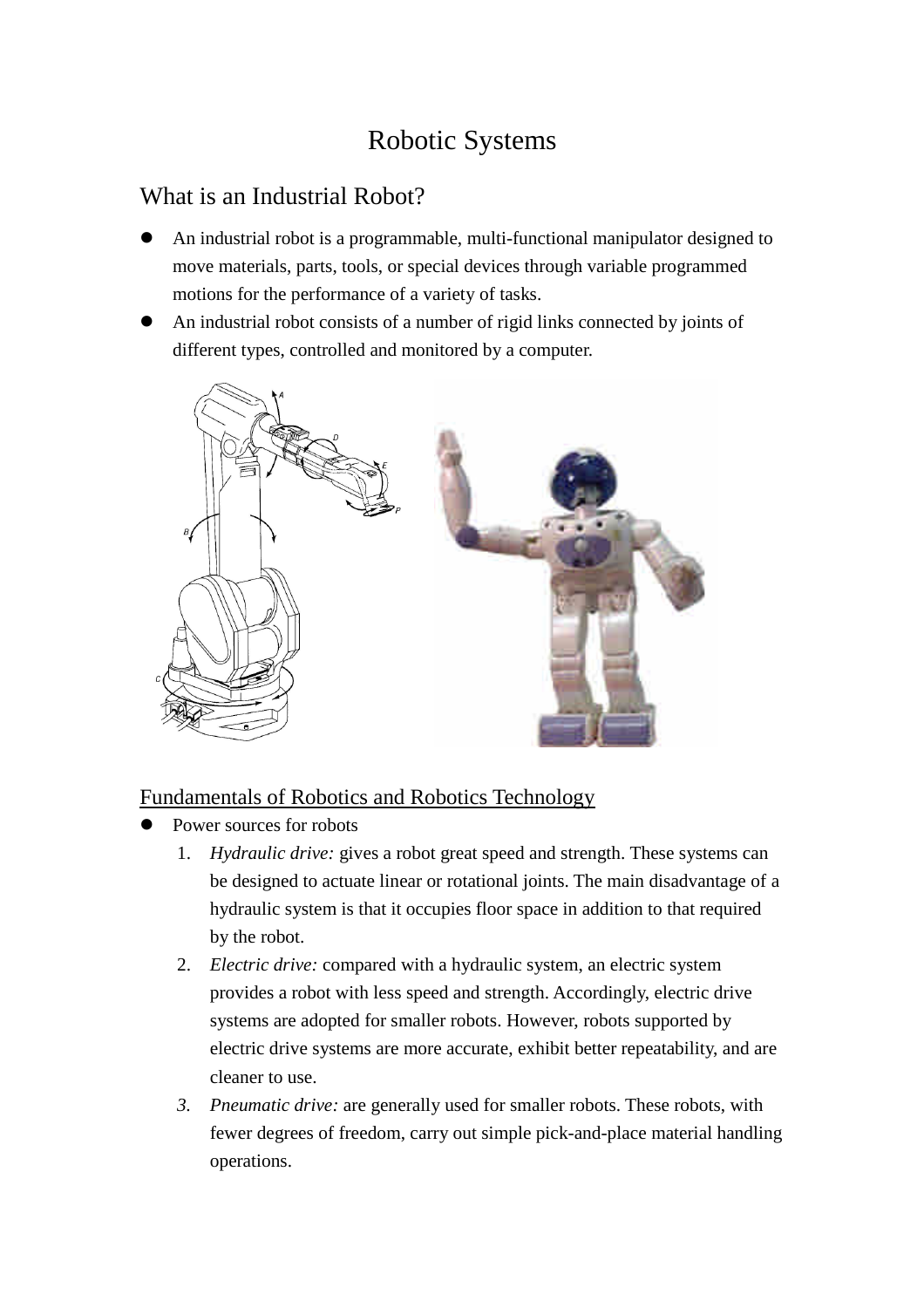# Robotic Systems

## What is an Industrial Robot?

- An industrial robot is a programmable, multi-functional manipulator designed to move materials, parts, tools, or special devices through variable programmed motions for the performance of a variety of tasks.
- An industrial robot consists of a number of rigid links connected by joints of different types, controlled and monitored by a computer.

<u>Fundamentals of Robotics and Robotics Technology</u>

- Power sources for robots
  1. *Hydraulic drive:* gives a robot great speed and strength. These systems can be designed to actuate linear or rotational joints. The main disadvantage of a hydraulic system is that it occupies floor space in addition to that required by the robot.
  2. *Electric drive:* compared with a hydraulic system, an electric system provides a robot with less speed and strength. Accordingly, electric drive systems are adopted for smaller robots. However, robots supported by electric drive systems are more accurate, exhibit better repeatability, and are cleaner to use.
  3. *Pneumatic drive:* are generally used for smaller robots. These robots, with fewer degrees of freedom, carry out simple pick-and-place material handling operations.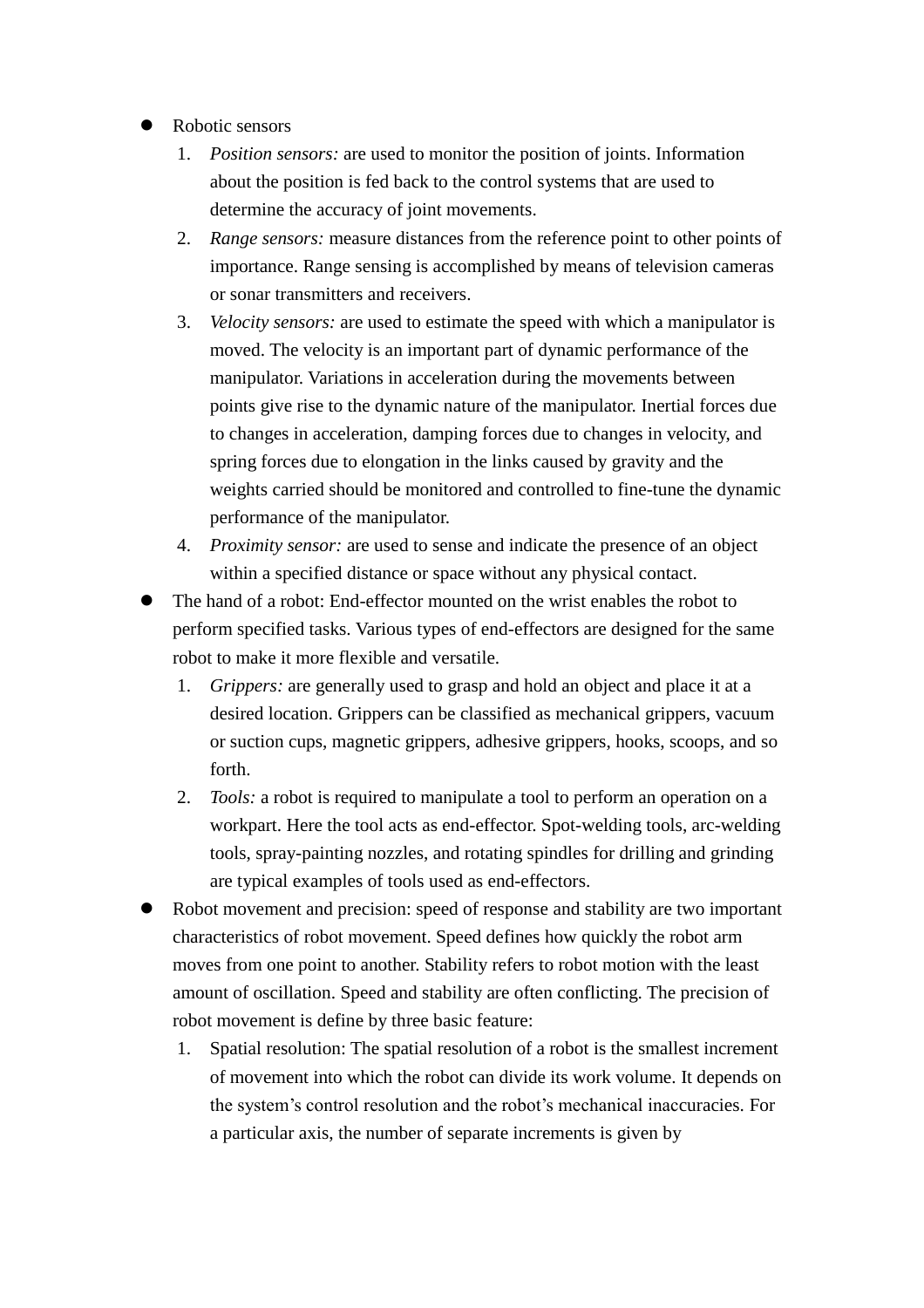- Robotic sensors
    1. *Position sensors:* are used to monitor the position of joints. Information about the position is fed back to the control systems that are used to determine the accuracy of joint movements.
    2. *Range sensors:* measure distances from the reference point to other points of importance. Range sensing is accomplished by means of television cameras or sonar transmitters and receivers.
    3. *Velocity sensors:* are used to estimate the speed with which a manipulator is moved. The velocity is an important part of dynamic performance of the manipulator. Variations in acceleration during the movements between points give rise to the dynamic nature of the manipulator. Inertial forces due to changes in acceleration, damping forces due to changes in velocity, and spring forces due to elongation in the links caused by gravity and the weights carried should be monitored and controlled to fine-tune the dynamic performance of the manipulator.
    4. *Proximity sensor:* are used to sense and indicate the presence of an object within a specified distance or space without any physical contact.
- The hand of a robot: End-effector mounted on the wrist enables the robot to perform specified tasks. Various types of end-effectors are designed for the same robot to make it more flexible and versatile.
    1. *Grippers:* are generally used to grasp and hold an object and place it at a desired location. Grippers can be classified as mechanical grippers, vacuum or suction cups, magnetic grippers, adhesive grippers, hooks, scoops, and so forth.
    2. *Tools:* a robot is required to manipulate a tool to perform an operation on a workpart. Here the tool acts as end-effector. Spot-welding tools, arc-welding tools, spray-painting nozzles, and rotating spindles for drilling and grinding are typical examples of tools used as end-effectors.
- Robot movement and precision: speed of response and stability are two important characteristics of robot movement. Speed defines how quickly the robot arm moves from one point to another. Stability refers to robot motion with the least amount of oscillation. Speed and stability are often conflicting. The precision of robot movement is define by three basic feature:
    1. Spatial resolution: The spatial resolution of a robot is the smallest increment of movement into which the robot can divide its work volume. It depends on the system's control resolution and the robot's mechanical inaccuracies. For a particular axis, the number of separate increments is given by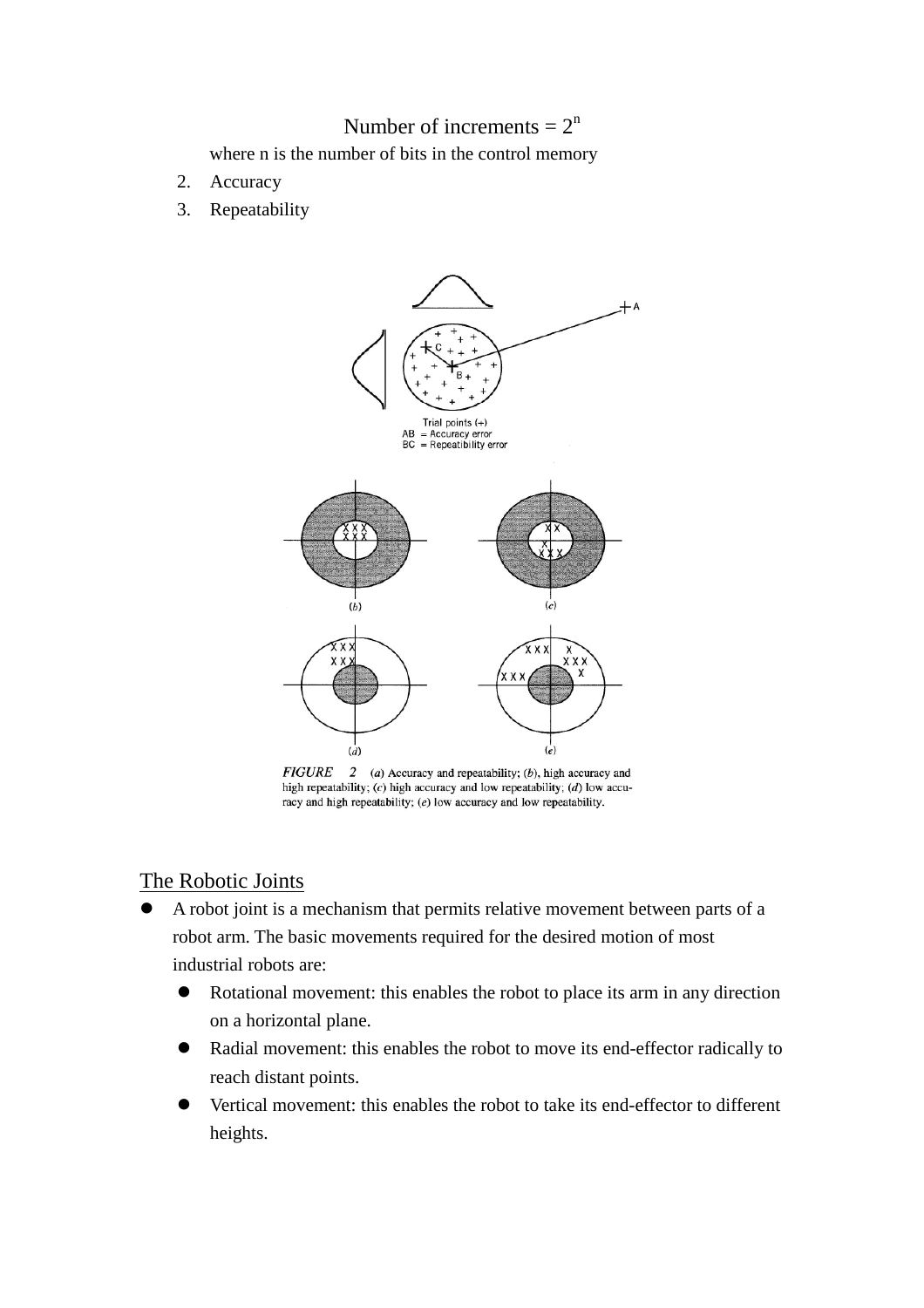$$\text{Number of increments} = 2^n$$

where n is the number of bits in the control memory

2. Accuracy
3. Repeatability

Trial points (+)
AB = Accuracy error
BC = Repeatibility error

*FIGURE 2* (*a*) Accuracy and repeatability; (*b*), high accuracy and high repeatability; (*c*) high accuracy and low repeatability; (*d*) low accuracy and high repeatability; (*e*) low accuracy and low repeatability.

## The Robotic Joints

- A robot joint is a mechanism that permits relative movement between parts of a robot arm. The basic movements required for the desired motion of most industrial robots are:
  - Rotational movement: this enables the robot to place its arm in any direction on a horizontal plane.
  - Radial movement: this enables the robot to move its end-effector radically to reach distant points.
  - Vertical movement: this enables the robot to take its end-effector to different heights.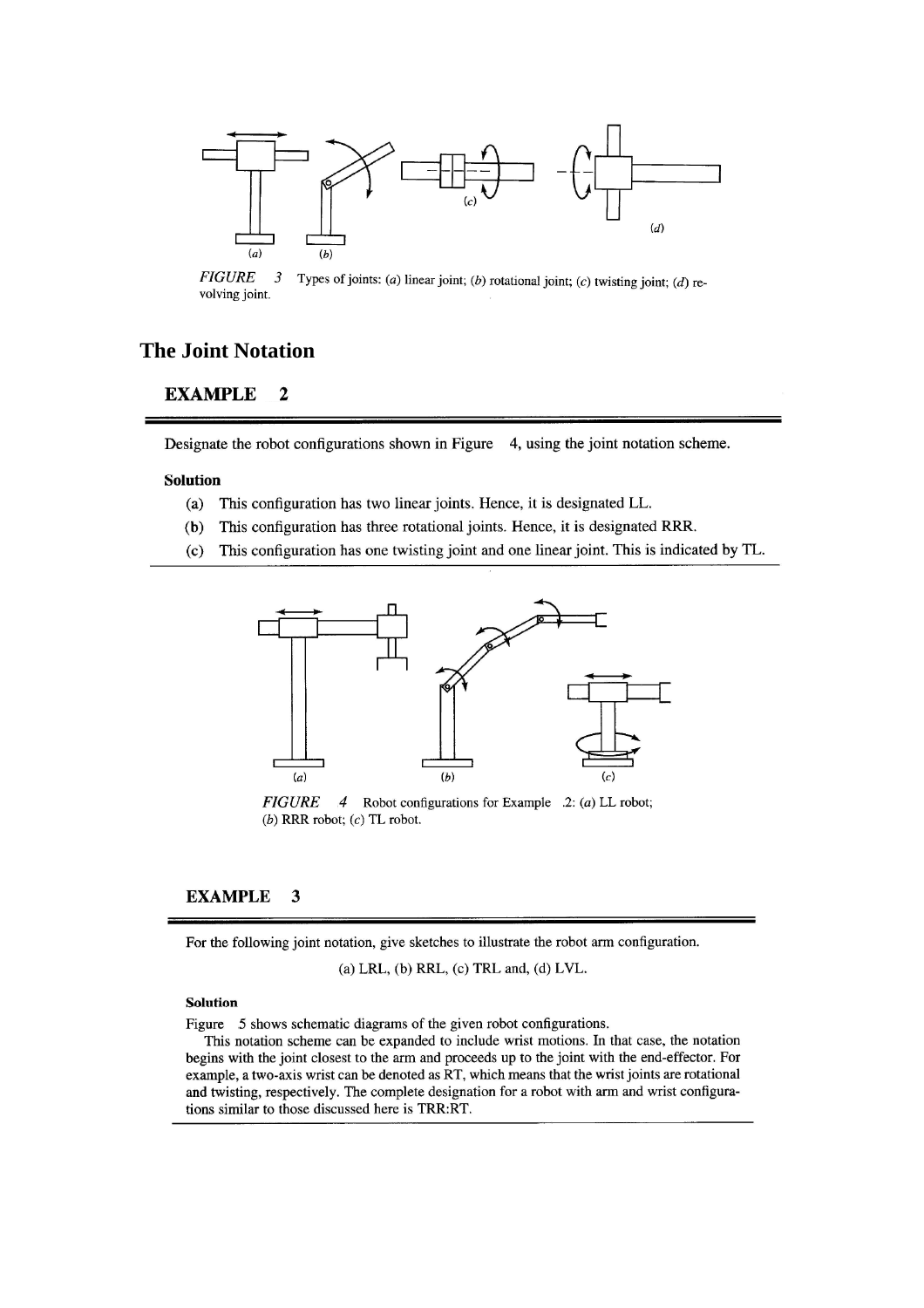FIGURE 3 Types of joints: (*a*) linear joint; (*b*) rotational joint; (*c*) twisting joint; (*d*) revolving joint.

## The Joint Notation

### EXAMPLE 2

Designate the robot configurations shown in Figure 4, using the joint notation scheme.

**Solution**

(a) This configuration has two linear joints. Hence, it is designated LL.

(b) This configuration has three rotational joints. Hence, it is designated RRR.

(c) This configuration has one twisting joint and one linear joint. This is indicated by TL.

FIGURE 4 Robot configurations for Example .2: (*a*) LL robot; (*b*) RRR robot; (*c*) TL robot.

### EXAMPLE 3

For the following joint notation, give sketches to illustrate the robot arm configuration.

(a) LRL, (b) RRL, (c) TRL and, (d) LVL.

**Solution**

Figure 5 shows schematic diagrams of the given robot configurations.

This notation scheme can be expanded to include wrist motions. In that case, the notation begins with the joint closest to the arm and proceeds up to the joint with the end-effector. For example, a two-axis wrist can be denoted as RT, which means that the wrist joints are rotational and twisting, respectively. The complete designation for a robot with arm and wrist configurations similar to those discussed here is TRR:RT.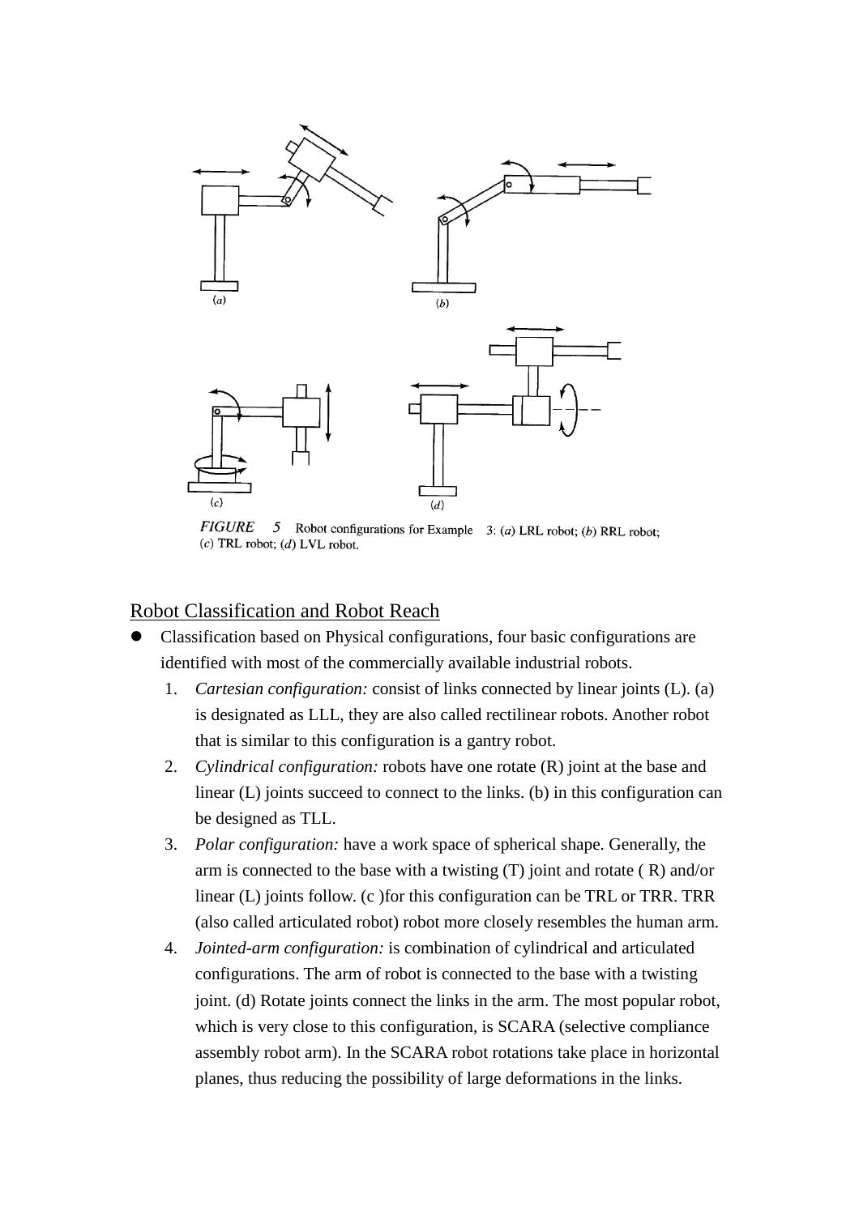*FIGURE 5* Robot configurations for Example 3: (*a*) LRL robot; (*b*) RRL robot; (*c*) TRL robot; (*d*) LVL robot.

## Robot Classification and Robot Reach

- Classification based on Physical configurations, four basic configurations are identified with most of the commercially available industrial robots.
    1. *Cartesian configuration:* consist of links connected by linear joints (L). (a) is designated as LLL, they are also called rectilinear robots. Another robot that is similar to this configuration is a gantry robot.
    2. *Cylindrical configuration:* robots have one rotate (R) joint at the base and linear (L) joints succeed to connect to the links. (b) in this configuration can be designed as TLL.
    3. *Polar configuration:* have a work space of spherical shape. Generally, the arm is connected to the base with a twisting (T) joint and rotate ( R) and/or linear (L) joints follow. (c )for this configuration can be TRL or TRR. TRR (also called articulated robot) robot more closely resembles the human arm.
    4. *Jointed-arm configuration:* is combination of cylindrical and articulated configurations. The arm of robot is connected to the base with a twisting joint. (d) Rotate joints connect the links in the arm. The most popular robot, which is very close to this configuration, is SCARA (selective compliance assembly robot arm). In the SCARA robot rotations take place in horizontal planes, thus reducing the possibility of large deformations in the links.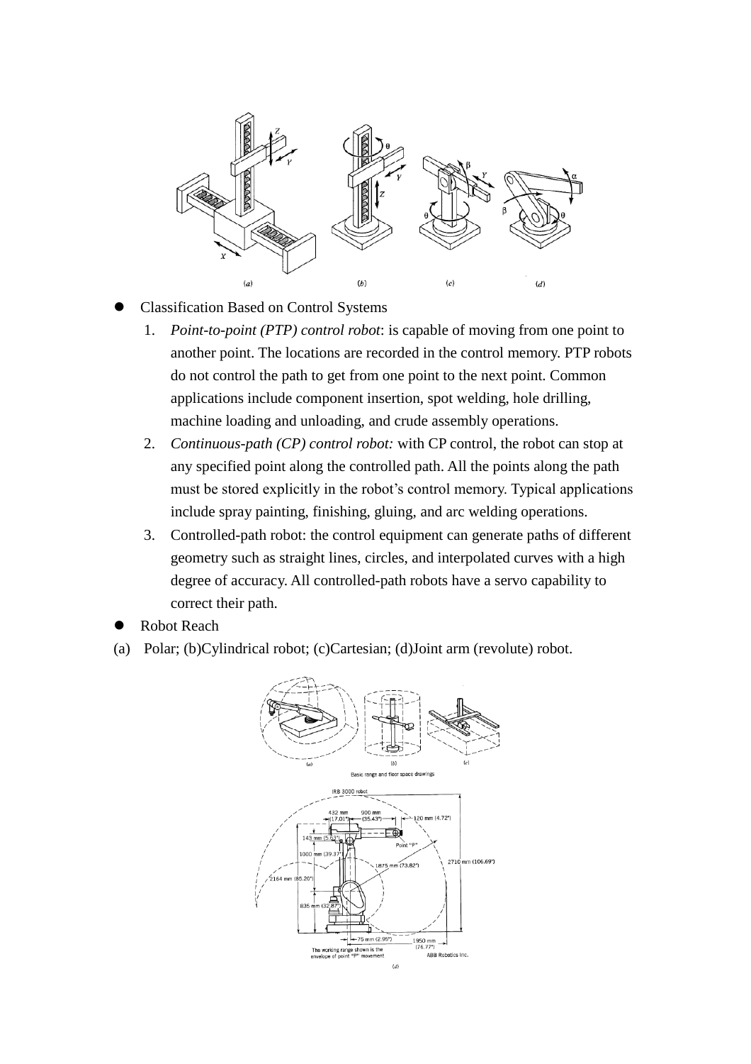(a) (b) (c) (d)

- Classification Based on Control Systems
  1. *Point-to-point (PTP) control robot*: is capable of moving from one point to another point. The locations are recorded in the control memory. PTP robots do not control the path to get from one point to the next point. Common applications include component insertion, spot welding, hole drilling, machine loading and unloading, and crude assembly operations.
  2. *Continuous-path (CP) control robot:* with CP control, the robot can stop at any specified point along the controlled path. All the points along the path must be stored explicitly in the robot's control memory. Typical applications include spray painting, finishing, gluing, and arc welding operations.
  3. Controlled-path robot: the control equipment can generate paths of different geometry such as straight lines, circles, and interpolated curves with a high degree of accuracy. All controlled-path robots have a servo capability to correct their path.
- Robot Reach

(a) Polar; (b)Cylindrical robot; (c)Cartesian; (d)Joint arm (revolute) robot.

Basic range and floor space drawings

(d)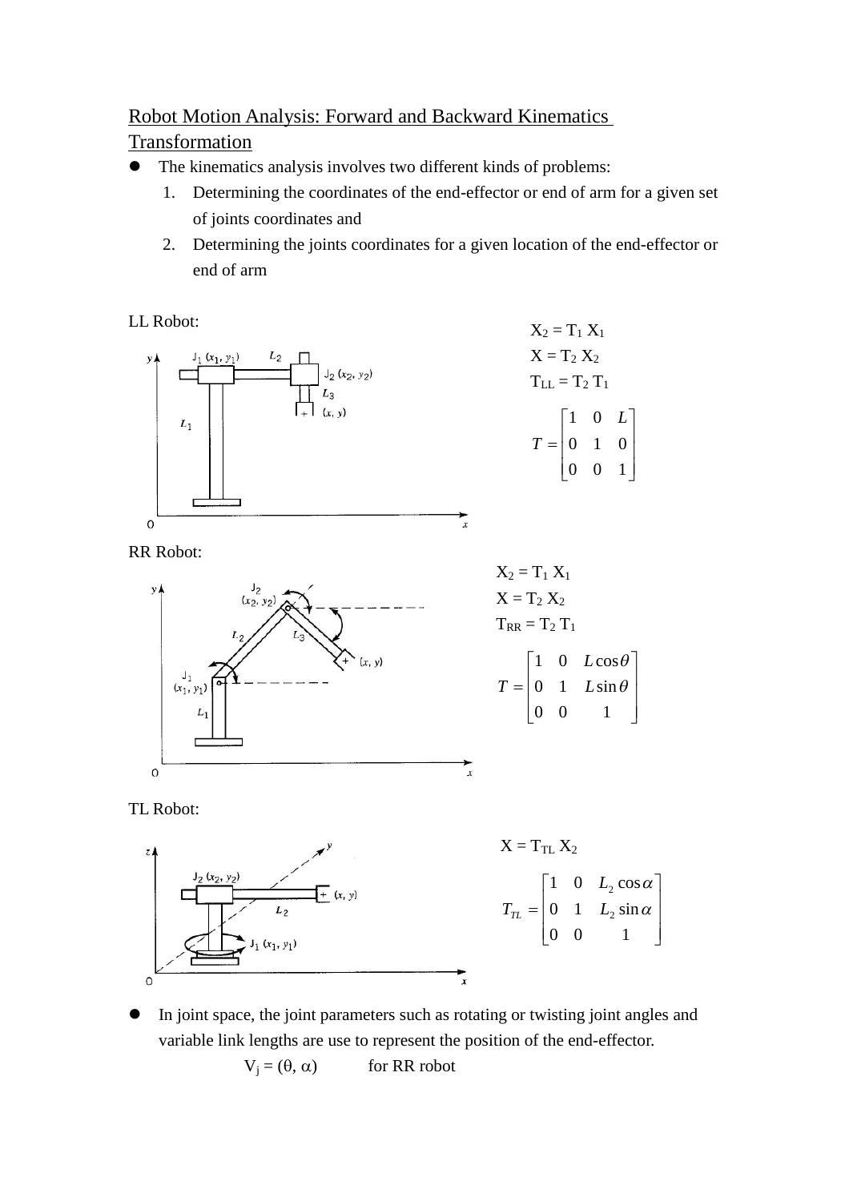## Robot Motion Analysis: Forward and Backward Kinematics Transformation

- The kinematics analysis involves two different kinds of problems:
  1. Determining the coordinates of the end-effector or end of arm for a given set of joints coordinates and
  2. Determining the joints coordinates for a given location of the end-effector or end of arm

LL Robot:

$X_2 = T_1 X_1$

$X = T_2 X_2$

$T_{LL} = T_2 T_1$

$$T = \begin{bmatrix} 1 & 0 & L \\ 0 & 1 & 0 \\ 0 & 0 & 1 \end{bmatrix}$$

RR Robot:

$X_2 = T_1 X_1$

$X = T_2 X_2$

$T_{RR} = T_2 T_1$

$$T = \begin{bmatrix} 1 & 0 & L\cos\theta \\ 0 & 1 & L\sin\theta \\ 0 & 0 & 1 \end{bmatrix}$$

TL Robot:

$X = T_{TL} X_2$

$$T_{TL} = \begin{bmatrix} 1 & 0 & L_2\cos\alpha \\ 0 & 1 & L_2\sin\alpha \\ 0 & 0 & 1 \end{bmatrix}$$

- In joint space, the joint parameters such as rotating or twisting joint angles and variable link lengths are use to represent the position of the end-effector.

  $V_j = (\theta, \alpha)$ for RR robot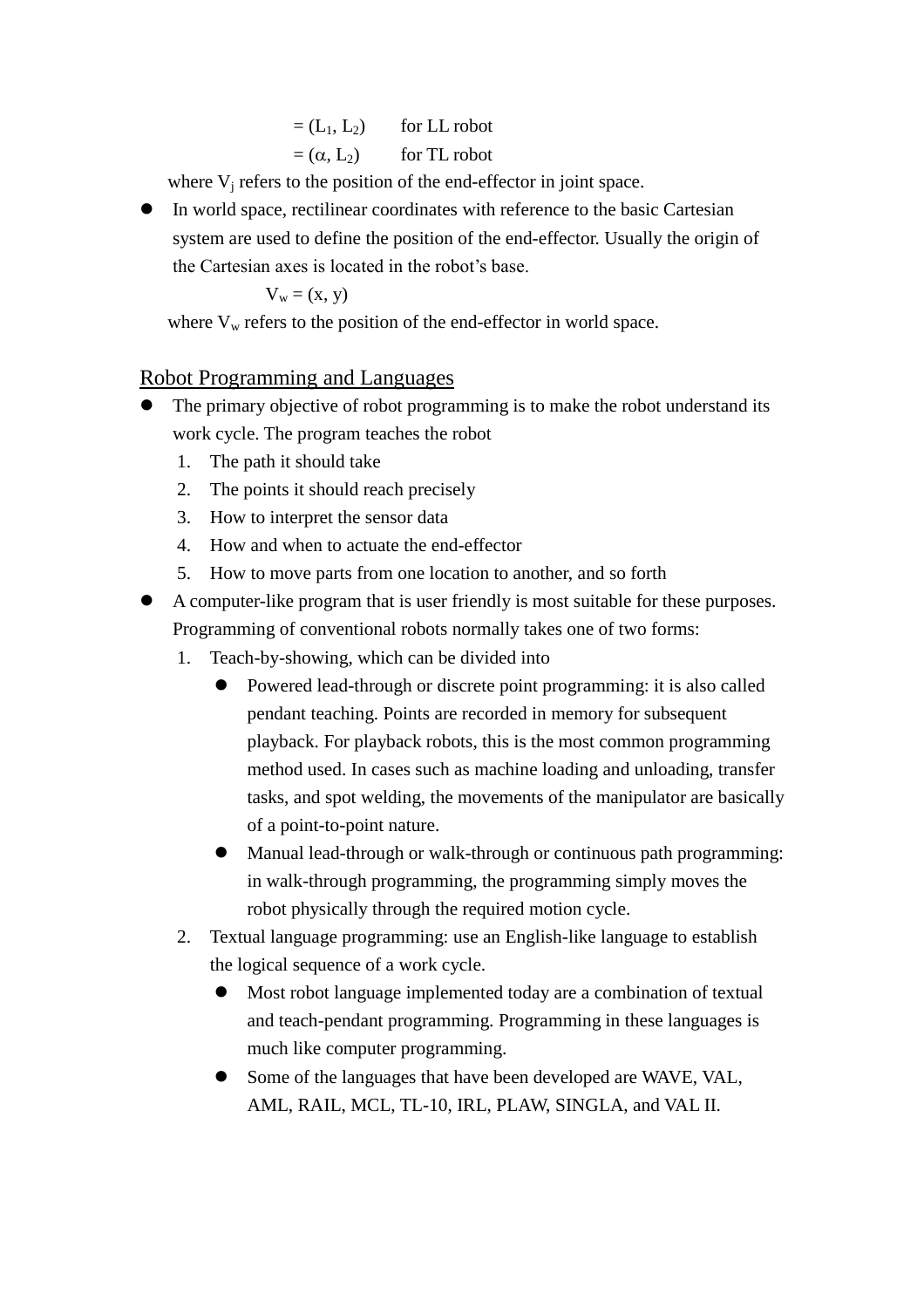$= (L_1, L_2)$ for LL robot

$= (\alpha, L_2)$ for TL robot

where $V_j$ refers to the position of the end-effector in joint space.

- In world space, rectilinear coordinates with reference to the basic Cartesian system are used to define the position of the end-effector. Usually the origin of the Cartesian axes is located in the robot's base.

  $V_w = (x, y)$

  where $V_w$ refers to the position of the end-effector in world space.

## Robot Programming and Languages

- The primary objective of robot programming is to make the robot understand its work cycle. The program teaches the robot
  1. The path it should take
  2. The points it should reach precisely
  3. How to interpret the sensor data
  4. How and when to actuate the end-effector
  5. How to move parts from one location to another, and so forth
- A computer-like program that is user friendly is most suitable for these purposes. Programming of conventional robots normally takes one of two forms:
  1. Teach-by-showing, which can be divided into
     - Powered lead-through or discrete point programming: it is also called pendant teaching. Points are recorded in memory for subsequent playback. For playback robots, this is the most common programming method used. In cases such as machine loading and unloading, transfer tasks, and spot welding, the movements of the manipulator are basically of a point-to-point nature.
     - Manual lead-through or walk-through or continuous path programming: in walk-through programming, the programming simply moves the robot physically through the required motion cycle.
  2. Textual language programming: use an English-like language to establish the logical sequence of a work cycle.
     - Most robot language implemented today are a combination of textual and teach-pendant programming. Programming in these languages is much like computer programming.
     - Some of the languages that have been developed are WAVE, VAL, AML, RAIL, MCL, TL-10, IRL, PLAW, SINGLA, and VAL II.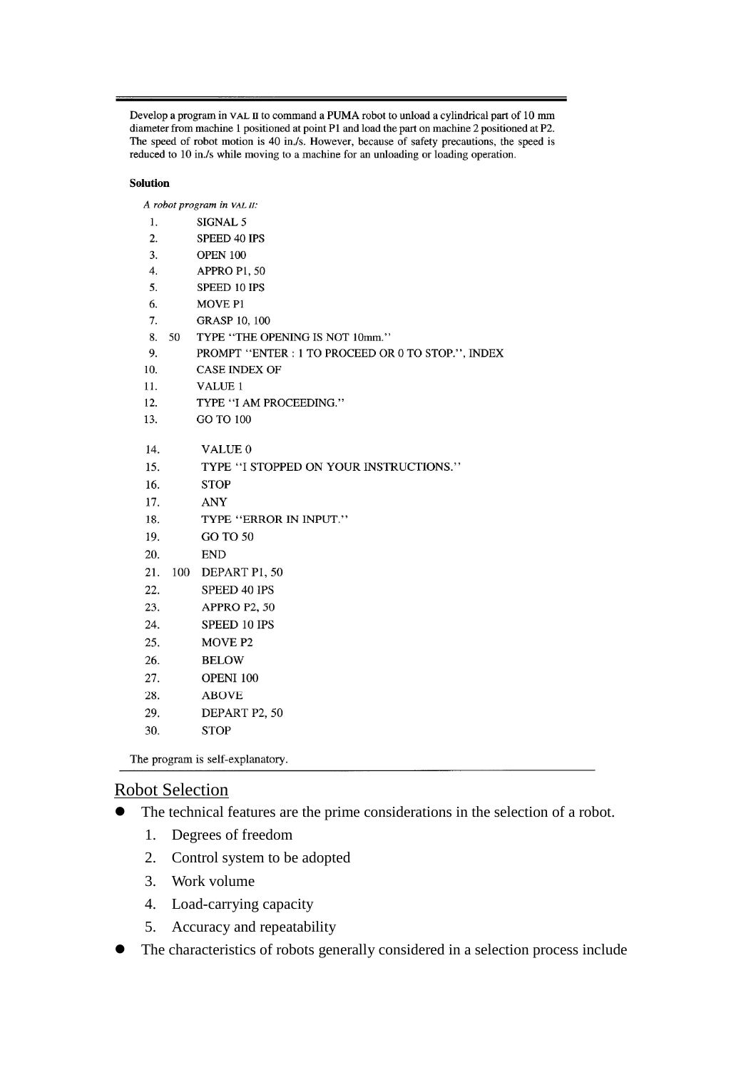Develop a program in VAL II to command a PUMA robot to unload a cylindrical part of 10 mm diameter from machine 1 positioned at point P1 and load the part on machine 2 positioned at P2. The speed of robot motion is 40 in./s. However, because of safety precautions, the speed is reduced to 10 in./s while moving to a machine for an unloading or loading operation.

**Solution**

*A robot program in VAL II:*

```
1.          SIGNAL 5
2.          SPEED 40 IPS
3.          OPEN 100
4.          APPRO P1, 50
5.          SPEED 10 IPS
6.          MOVE P1
7.          GRASP 10, 100
8.    50    TYPE "THE OPENING IS NOT 10mm."
9.          PROMPT "ENTER : 1 TO PROCEED OR 0 TO STOP.", INDEX
10.         CASE INDEX OF
11.         VALUE 1
12.         TYPE "I AM PROCEEDING."
13.         GO TO 100

14.         VALUE 0
15.         TYPE "I STOPPED ON YOUR INSTRUCTIONS."
16.         STOP
17.         ANY
18.         TYPE "ERROR IN INPUT."
19.         GO TO 50
20.         END
21.   100   DEPART P1, 50
22.         SPEED 40 IPS
23.         APPRO P2, 50
24.         SPEED 10 IPS
25.         MOVE P2
26.         BELOW
27.         OPENI 100
28.         ABOVE
29.         DEPART P2, 50
30.         STOP
```

The program is self-explanatory.

## Robot Selection

- The technical features are the prime considerations in the selection of a robot.
    1. Degrees of freedom
    2. Control system to be adopted
    3. Work volume
    4. Load-carrying capacity
    5. Accuracy and repeatability
- The characteristics of robots generally considered in a selection process include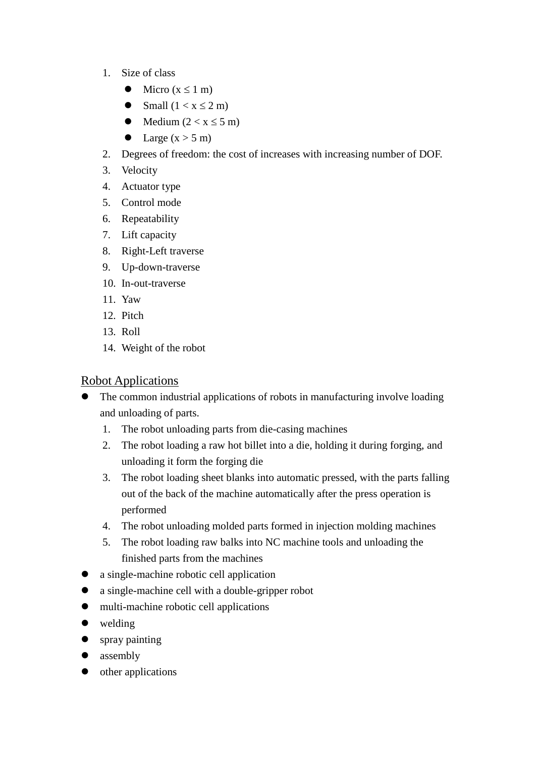1. Size of class
   - Micro ($x \leq 1$ m)
   - Small ($1 < x \leq 2$ m)
   - Medium ($2 < x \leq 5$ m)
   - Large ($x > 5$ m)
2. Degrees of freedom: the cost of increases with increasing number of DOF.
3. Velocity
4. Actuator type
5. Control mode
6. Repeatability
7. Lift capacity
8. Right-Left traverse
9. Up-down-traverse
10. In-out-traverse
11. Yaw
12. Pitch
13. Roll
14. Weight of the robot

## Robot Applications

- The common industrial applications of robots in manufacturing involve loading and unloading of parts.
  1. The robot unloading parts from die-casing machines
  2. The robot loading a raw hot billet into a die, holding it during forging, and unloading it form the forging die
  3. The robot loading sheet blanks into automatic pressed, with the parts falling out of the back of the machine automatically after the press operation is performed
  4. The robot unloading molded parts formed in injection molding machines
  5. The robot loading raw balks into NC machine tools and unloading the finished parts from the machines
- a single-machine robotic cell application
- a single-machine cell with a double-gripper robot
- multi-machine robotic cell applications
- welding
- spray painting
- assembly
- other applications